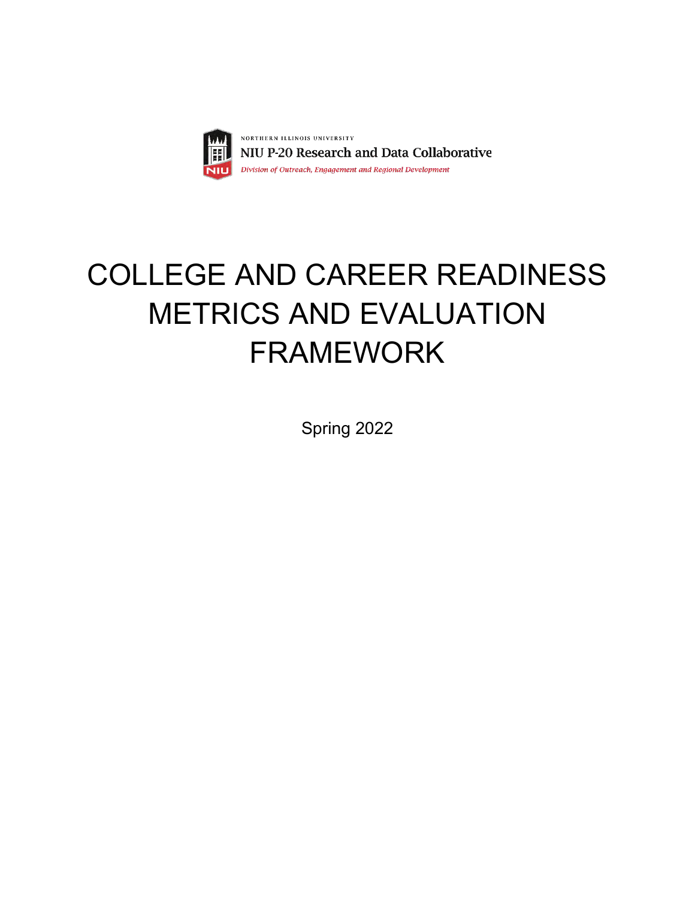NORTHERN ILLINOIS UNIVERSITY

NIU P-20 Research and Data Collaborative

*Division of Outreach, Engagement and Regional Development*

# COLLEGE AND CAREER READINESS METRICS AND EVALUATION FRAMEWORK

Spring 2022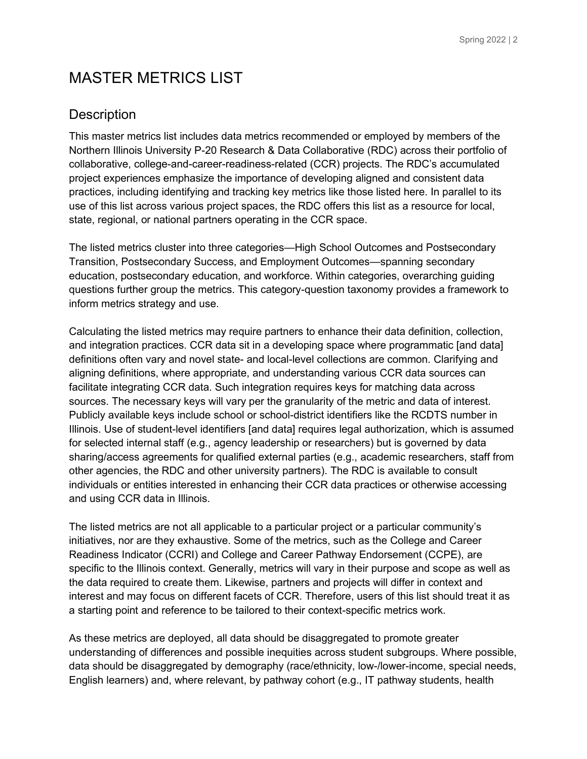# MASTER METRICS LIST

## Description

This master metrics list includes data metrics recommended or employed by members of the Northern Illinois University P-20 Research & Data Collaborative (RDC) across their portfolio of collaborative, college-and-career-readiness-related (CCR) projects. The RDC's accumulated project experiences emphasize the importance of developing aligned and consistent data practices, including identifying and tracking key metrics like those listed here. In parallel to its use of this list across various project spaces, the RDC offers this list as a resource for local, state, regional, or national partners operating in the CCR space.

The listed metrics cluster into three categories—High School Outcomes and Postsecondary Transition, Postsecondary Success, and Employment Outcomes—spanning secondary education, postsecondary education, and workforce. Within categories, overarching guiding questions further group the metrics. This category-question taxonomy provides a framework to inform metrics strategy and use.

Calculating the listed metrics may require partners to enhance their data definition, collection, and integration practices. CCR data sit in a developing space where programmatic [and data] definitions often vary and novel state- and local-level collections are common. Clarifying and aligning definitions, where appropriate, and understanding various CCR data sources can facilitate integrating CCR data. Such integration requires keys for matching data across sources. The necessary keys will vary per the granularity of the metric and data of interest. Publicly available keys include school or school-district identifiers like the RCDTS number in Illinois. Use of student-level identifiers [and data] requires legal authorization, which is assumed for selected internal staff (e.g., agency leadership or researchers) but is governed by data sharing/access agreements for qualified external parties (e.g., academic researchers, staff from other agencies, the RDC and other university partners). The RDC is available to consult individuals or entities interested in enhancing their CCR data practices or otherwise accessing and using CCR data in Illinois.

The listed metrics are not all applicable to a particular project or a particular community's initiatives, nor are they exhaustive. Some of the metrics, such as the College and Career Readiness Indicator (CCRI) and College and Career Pathway Endorsement (CCPE), are specific to the Illinois context. Generally, metrics will vary in their purpose and scope as well as the data required to create them. Likewise, partners and projects will differ in context and interest and may focus on different facets of CCR. Therefore, users of this list should treat it as a starting point and reference to be tailored to their context-specific metrics work.

As these metrics are deployed, all data should be disaggregated to promote greater understanding of differences and possible inequities across student subgroups. Where possible, data should be disaggregated by demography (race/ethnicity, low-/lower-income, special needs, English learners) and, where relevant, by pathway cohort (e.g., IT pathway students, health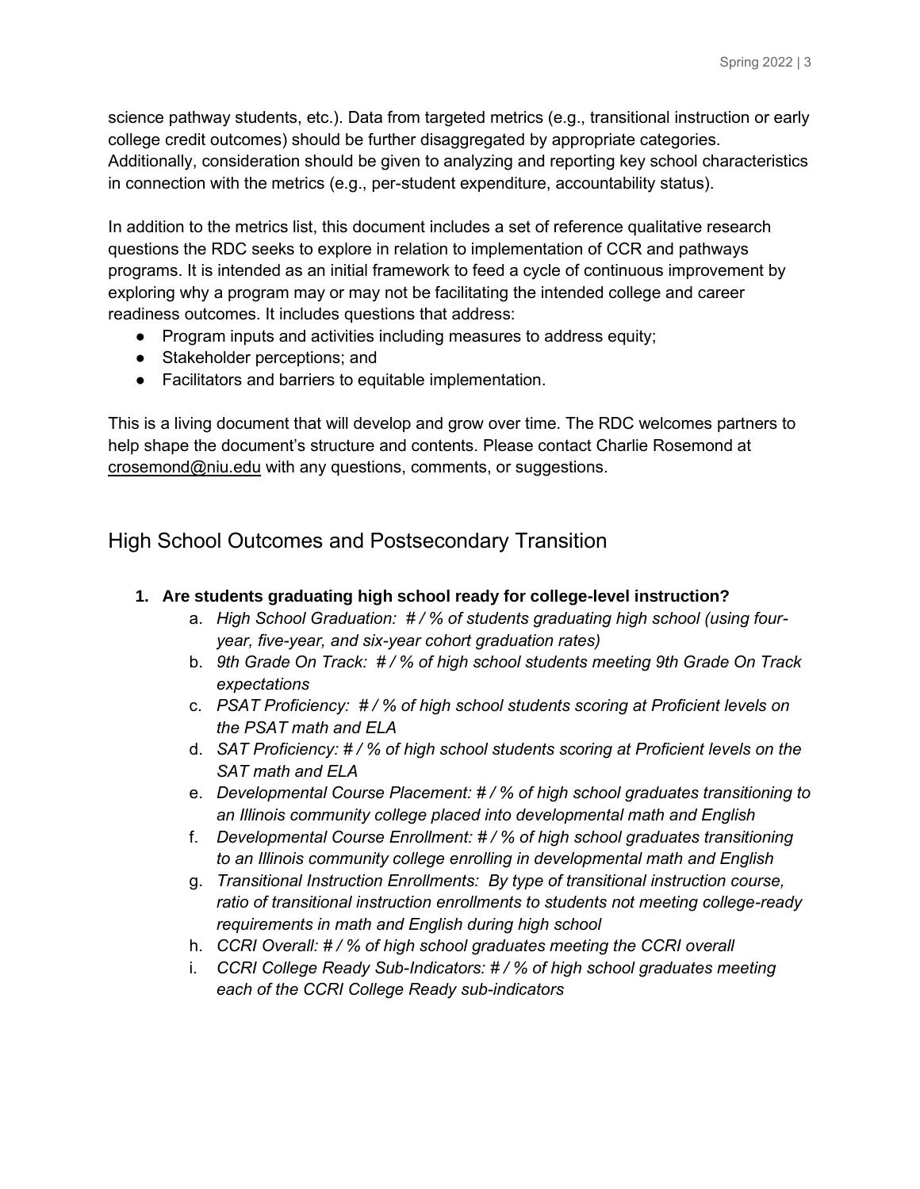science pathway students, etc.). Data from targeted metrics (e.g., transitional instruction or early college credit outcomes) should be further disaggregated by appropriate categories. Additionally, consideration should be given to analyzing and reporting key school characteristics in connection with the metrics (e.g., per-student expenditure, accountability status).

In addition to the metrics list, this document includes a set of reference qualitative research questions the RDC seeks to explore in relation to implementation of CCR and pathways programs. It is intended as an initial framework to feed a cycle of continuous improvement by exploring why a program may or may not be facilitating the intended college and career readiness outcomes. It includes questions that address:

- Program inputs and activities including measures to address equity;
- Stakeholder perceptions; and
- Facilitators and barriers to equitable implementation.

This is a living document that will develop and grow over time. The RDC welcomes partners to help shape the document's structure and contents. Please contact Charlie Rosemond at crosemond@niu.edu with any questions, comments, or suggestions.

## High School Outcomes and Postsecondary Transition

1. **Are students graduating high school ready for college-level instruction?**
   a. *High School Graduation: # / % of students graduating high school (using four-year, five-year, and six-year cohort graduation rates)*
   b. *9th Grade On Track: # / % of high school students meeting 9th Grade On Track expectations*
   c. *PSAT Proficiency: # / % of high school students scoring at Proficient levels on the PSAT math and ELA*
   d. *SAT Proficiency: # / % of high school students scoring at Proficient levels on the SAT math and ELA*
   e. *Developmental Course Placement: # / % of high school graduates transitioning to an Illinois community college placed into developmental math and English*
   f. *Developmental Course Enrollment: # / % of high school graduates transitioning to an Illinois community college enrolling in developmental math and English*
   g. *Transitional Instruction Enrollments: By type of transitional instruction course, ratio of transitional instruction enrollments to students not meeting college-ready requirements in math and English during high school*
   h. *CCRI Overall: # / % of high school graduates meeting the CCRI overall*
   i. *CCRI College Ready Sub-Indicators: # / % of high school graduates meeting each of the CCRI College Ready sub-indicators*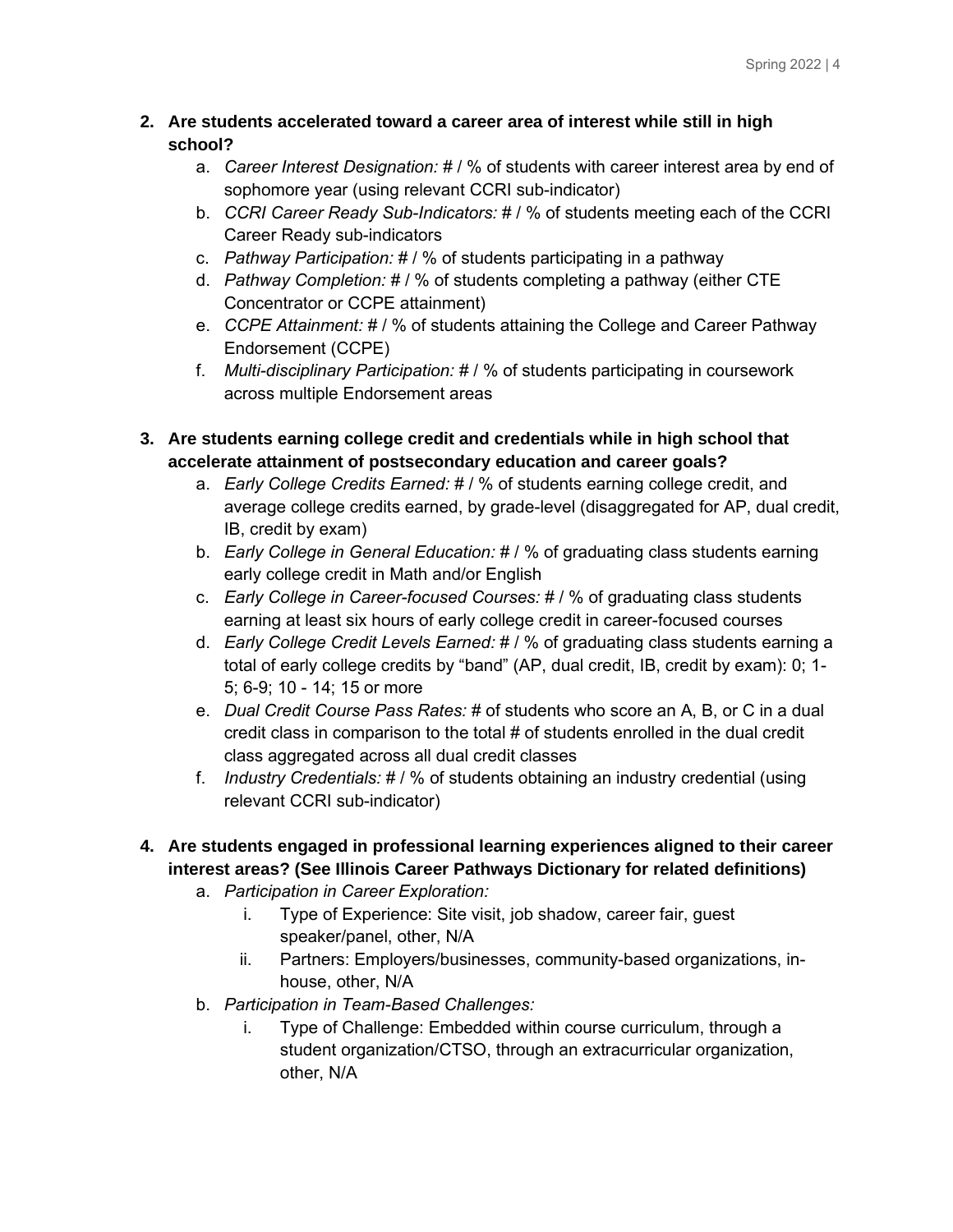2. **Are students accelerated toward a career area of interest while still in high school?**
    a. *Career Interest Designation:* # / % of students with career interest area by end of sophomore year (using relevant CCRI sub-indicator)
    b. *CCRI Career Ready Sub-Indicators:* # / % of students meeting each of the CCRI Career Ready sub-indicators
    c. *Pathway Participation:* # / % of students participating in a pathway
    d. *Pathway Completion:* # / % of students completing a pathway (either CTE Concentrator or CCPE attainment)
    e. *CCPE Attainment:* # / % of students attaining the College and Career Pathway Endorsement (CCPE)
    f. *Multi-disciplinary Participation:* # / % of students participating in coursework across multiple Endorsement areas

3. **Are students earning college credit and credentials while in high school that accelerate attainment of postsecondary education and career goals?**
    a. *Early College Credits Earned:* # / % of students earning college credit, and average college credits earned, by grade-level (disaggregated for AP, dual credit, IB, credit by exam)
    b. *Early College in General Education:* # / % of graduating class students earning early college credit in Math and/or English
    c. *Early College in Career-focused Courses:* # / % of graduating class students earning at least six hours of early college credit in career-focused courses
    d. *Early College Credit Levels Earned:* # / % of graduating class students earning a total of early college credits by "band" (AP, dual credit, IB, credit by exam): 0; 1-5; 6-9; 10 - 14; 15 or more
    e. *Dual Credit Course Pass Rates:* # of students who score an A, B, or C in a dual credit class in comparison to the total # of students enrolled in the dual credit class aggregated across all dual credit classes
    f. *Industry Credentials:* # / % of students obtaining an industry credential (using relevant CCRI sub-indicator)

4. **Are students engaged in professional learning experiences aligned to their career interest areas? (See Illinois Career Pathways Dictionary for related definitions)**
    a. *Participation in Career Exploration:*
        i. Type of Experience: Site visit, job shadow, career fair, guest speaker/panel, other, N/A
        ii. Partners: Employers/businesses, community-based organizations, in-house, other, N/A
    b. *Participation in Team-Based Challenges:*
        i. Type of Challenge: Embedded within course curriculum, through a student organization/CTSO, through an extracurricular organization, other, N/A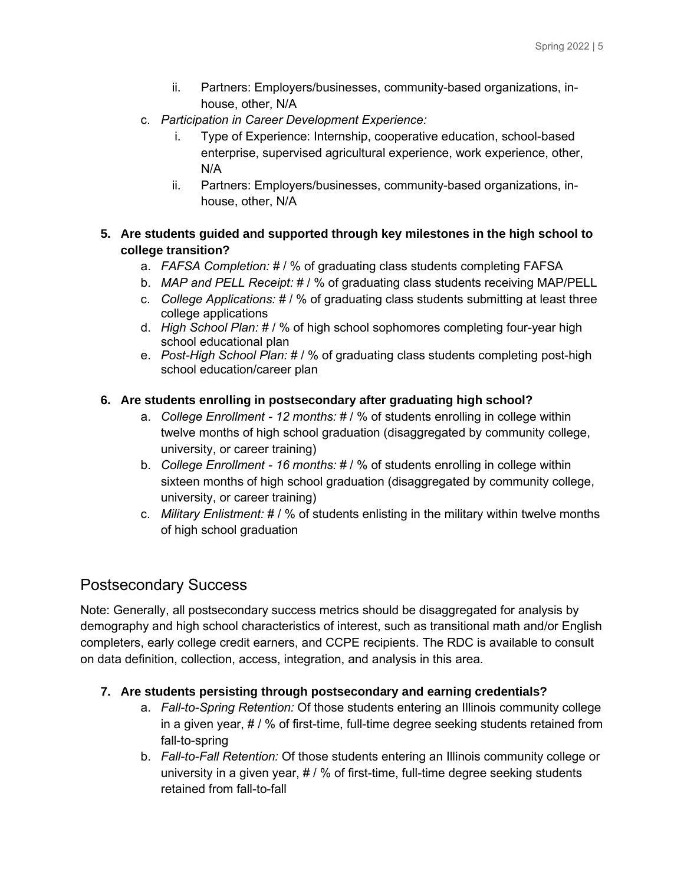ii. Partners: Employers/businesses, community-based organizations, in-house, other, N/A

c. *Participation in Career Development Experience:*
   i. Type of Experience: Internship, cooperative education, school-based enterprise, supervised agricultural experience, work experience, other, N/A
   ii. Partners: Employers/businesses, community-based organizations, in-house, other, N/A

**5. Are students guided and supported through key milestones in the high school to college transition?**

a. *FAFSA Completion:* # / % of graduating class students completing FAFSA
b. *MAP and PELL Receipt:* # / % of graduating class students receiving MAP/PELL
c. *College Applications:* # / % of graduating class students submitting at least three college applications
d. *High School Plan:* # / % of high school sophomores completing four-year high school educational plan
e. *Post-High School Plan:* # / % of graduating class students completing post-high school education/career plan

**6. Are students enrolling in postsecondary after graduating high school?**

a. *College Enrollment - 12 months:* # / % of students enrolling in college within twelve months of high school graduation (disaggregated by community college, university, or career training)
b. *College Enrollment - 16 months:* # / % of students enrolling in college within sixteen months of high school graduation (disaggregated by community college, university, or career training)
c. *Military Enlistment:* # / % of students enlisting in the military within twelve months of high school graduation

## Postsecondary Success

Note: Generally, all postsecondary success metrics should be disaggregated for analysis by demography and high school characteristics of interest, such as transitional math and/or English completers, early college credit earners, and CCPE recipients. The RDC is available to consult on data definition, collection, access, integration, and analysis in this area.

**7. Are students persisting through postsecondary and earning credentials?**

a. *Fall-to-Spring Retention:* Of those students entering an Illinois community college in a given year, # / % of first-time, full-time degree seeking students retained from fall-to-spring
b. *Fall-to-Fall Retention:* Of those students entering an Illinois community college or university in a given year, # / % of first-time, full-time degree seeking students retained from fall-to-fall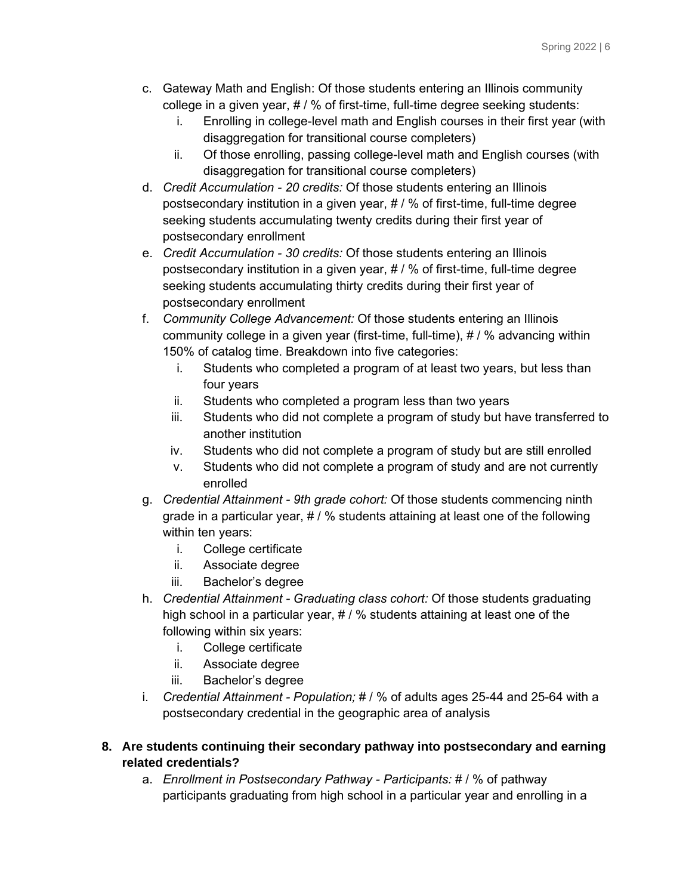c. Gateway Math and English: Of those students entering an Illinois community college in a given year, # / % of first-time, full-time degree seeking students:
    i. Enrolling in college-level math and English courses in their first year (with disaggregation for transitional course completers)
    ii. Of those enrolling, passing college-level math and English courses (with disaggregation for transitional course completers)

d. *Credit Accumulation - 20 credits:* Of those students entering an Illinois postsecondary institution in a given year, # / % of first-time, full-time degree seeking students accumulating twenty credits during their first year of postsecondary enrollment

e. *Credit Accumulation - 30 credits:* Of those students entering an Illinois postsecondary institution in a given year, # / % of first-time, full-time degree seeking students accumulating thirty credits during their first year of postsecondary enrollment

f. *Community College Advancement:* Of those students entering an Illinois community college in a given year (first-time, full-time), # / % advancing within 150% of catalog time. Breakdown into five categories:
    i. Students who completed a program of at least two years, but less than four years
    ii. Students who completed a program less than two years
    iii. Students who did not complete a program of study but have transferred to another institution
    iv. Students who did not complete a program of study but are still enrolled
    v. Students who did not complete a program of study and are not currently enrolled

g. *Credential Attainment - 9th grade cohort:* Of those students commencing ninth grade in a particular year, # / % students attaining at least one of the following within ten years:
    i. College certificate
    ii. Associate degree
    iii. Bachelor's degree

h. *Credential Attainment - Graduating class cohort:* Of those students graduating high school in a particular year, # / % students attaining at least one of the following within six years:
    i. College certificate
    ii. Associate degree
    iii. Bachelor's degree

i. *Credential Attainment - Population;* # / % of adults ages 25-44 and 25-64 with a postsecondary credential in the geographic area of analysis

**8. Are students continuing their secondary pathway into postsecondary and earning related credentials?**

a. *Enrollment in Postsecondary Pathway - Participants:* # / % of pathway participants graduating from high school in a particular year and enrolling in a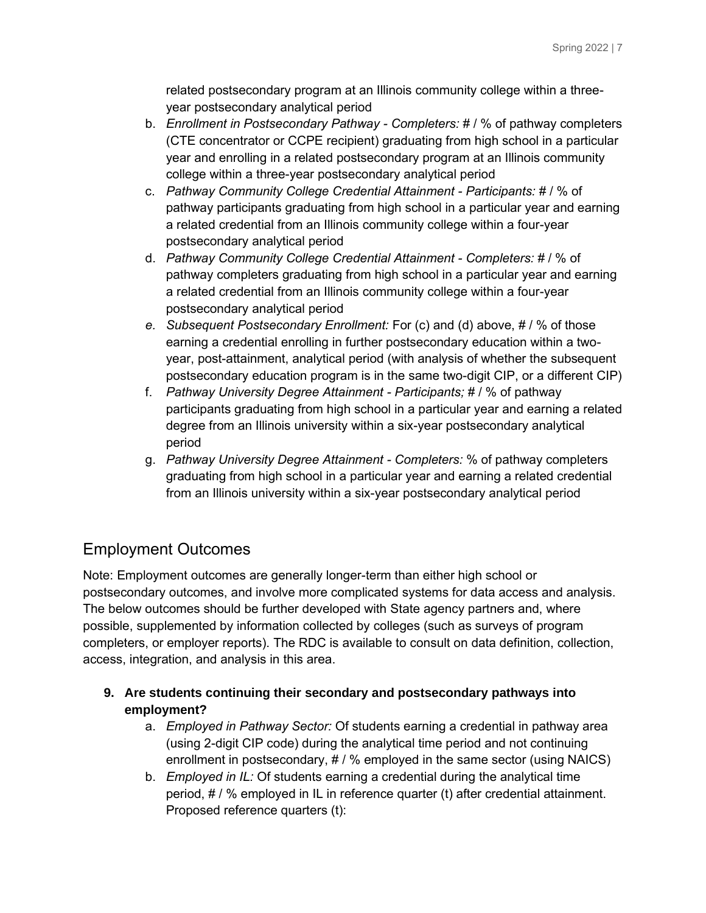related postsecondary program at an Illinois community college within a three-year postsecondary analytical period

b. *Enrollment in Postsecondary Pathway - Completers:* # / % of pathway completers (CTE concentrator or CCPE recipient) graduating from high school in a particular year and enrolling in a related postsecondary program at an Illinois community college within a three-year postsecondary analytical period
c. *Pathway Community College Credential Attainment - Participants:* # / % of pathway participants graduating from high school in a particular year and earning a related credential from an Illinois community college within a four-year postsecondary analytical period
d. *Pathway Community College Credential Attainment - Completers:* # / % of pathway completers graduating from high school in a particular year and earning a related credential from an Illinois community college within a four-year postsecondary analytical period
e. *Subsequent Postsecondary Enrollment:* For (c) and (d) above, # / % of those earning a credential enrolling in further postsecondary education within a two-year, post-attainment, analytical period (with analysis of whether the subsequent postsecondary education program is in the same two-digit CIP, or a different CIP)
f. *Pathway University Degree Attainment - Participants;* # / % of pathway participants graduating from high school in a particular year and earning a related degree from an Illinois university within a six-year postsecondary analytical period
g. *Pathway University Degree Attainment - Completers:* % of pathway completers graduating from high school in a particular year and earning a related credential from an Illinois university within a six-year postsecondary analytical period

## Employment Outcomes

Note: Employment outcomes are generally longer-term than either high school or postsecondary outcomes, and involve more complicated systems for data access and analysis. The below outcomes should be further developed with State agency partners and, where possible, supplemented by information collected by colleges (such as surveys of program completers, or employer reports). The RDC is available to consult on data definition, collection, access, integration, and analysis in this area.

9. **Are students continuing their secondary and postsecondary pathways into employment?**
   a. *Employed in Pathway Sector:* Of students earning a credential in pathway area (using 2-digit CIP code) during the analytical time period and not continuing enrollment in postsecondary, # / % employed in the same sector (using NAICS)
   b. *Employed in IL:* Of students earning a credential during the analytical time period, # / % employed in IL in reference quarter (t) after credential attainment. Proposed reference quarters (t):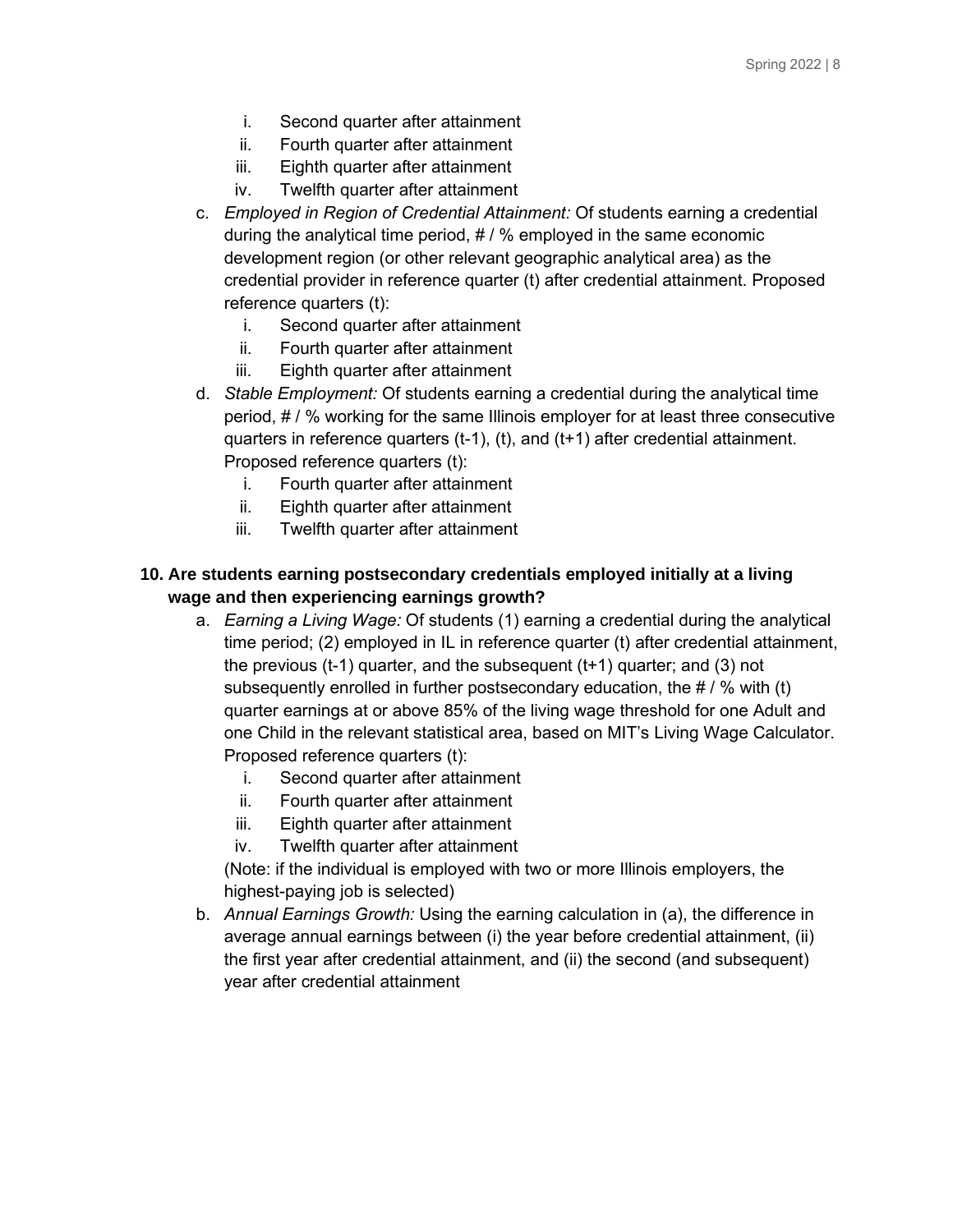i. Second quarter after attainment
   ii. Fourth quarter after attainment
   iii. Eighth quarter after attainment
   iv. Twelfth quarter after attainment

c. *Employed in Region of Credential Attainment:* Of students earning a credential during the analytical time period, # / % employed in the same economic development region (or other relevant geographic analytical area) as the credential provider in reference quarter (t) after credential attainment. Proposed reference quarters (t):
   i. Second quarter after attainment
   ii. Fourth quarter after attainment
   iii. Eighth quarter after attainment

d. *Stable Employment:* Of students earning a credential during the analytical time period, # / % working for the same Illinois employer for at least three consecutive quarters in reference quarters (t-1), (t), and (t+1) after credential attainment. Proposed reference quarters (t):
   i. Fourth quarter after attainment
   ii. Eighth quarter after attainment
   iii. Twelfth quarter after attainment

**10. Are students earning postsecondary credentials employed initially at a living wage and then experiencing earnings growth?**

a. *Earning a Living Wage:* Of students (1) earning a credential during the analytical time period; (2) employed in IL in reference quarter (t) after credential attainment, the previous (t-1) quarter, and the subsequent (t+1) quarter; and (3) not subsequently enrolled in further postsecondary education, the # / % with (t) quarter earnings at or above 85% of the living wage threshold for one Adult and one Child in the relevant statistical area, based on MIT's Living Wage Calculator. Proposed reference quarters (t):
   i. Second quarter after attainment
   ii. Fourth quarter after attainment
   iii. Eighth quarter after attainment
   iv. Twelfth quarter after attainment

   (Note: if the individual is employed with two or more Illinois employers, the highest-paying job is selected)

b. *Annual Earnings Growth:* Using the earning calculation in (a), the difference in average annual earnings between (i) the year before credential attainment, (ii) the first year after credential attainment, and (ii) the second (and subsequent) year after credential attainment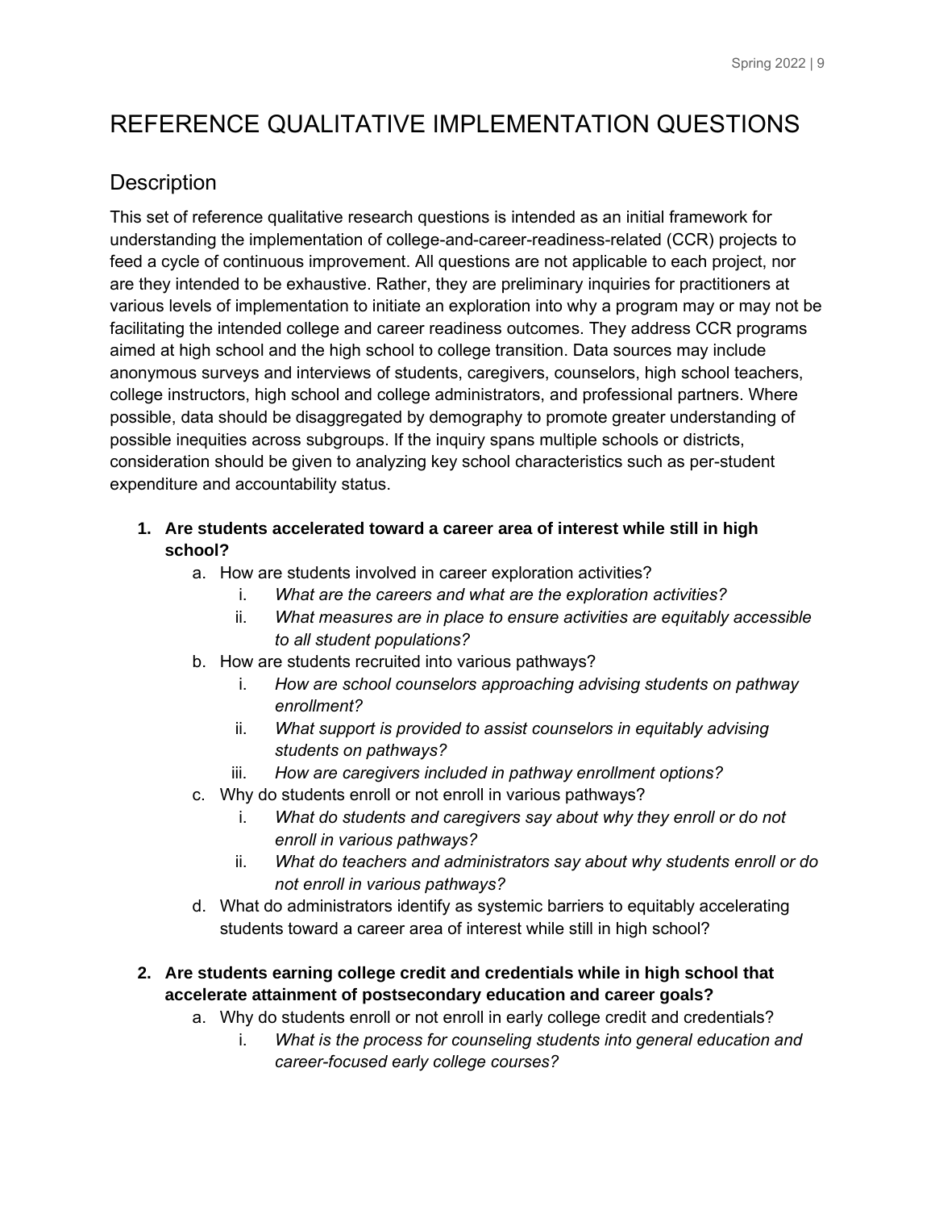# REFERENCE QUALITATIVE IMPLEMENTATION QUESTIONS

## Description

This set of reference qualitative research questions is intended as an initial framework for understanding the implementation of college-and-career-readiness-related (CCR) projects to feed a cycle of continuous improvement. All questions are not applicable to each project, nor are they intended to be exhaustive. Rather, they are preliminary inquiries for practitioners at various levels of implementation to initiate an exploration into why a program may or may not be facilitating the intended college and career readiness outcomes. They address CCR programs aimed at high school and the high school to college transition. Data sources may include anonymous surveys and interviews of students, caregivers, counselors, high school teachers, college instructors, high school and college administrators, and professional partners. Where possible, data should be disaggregated by demography to promote greater understanding of possible inequities across subgroups. If the inquiry spans multiple schools or districts, consideration should be given to analyzing key school characteristics such as per-student expenditure and accountability status.

1. **Are students accelerated toward a career area of interest while still in high school?**
    a. How are students involved in career exploration activities?
        i. *What are the careers and what are the exploration activities?*
        ii. *What measures are in place to ensure activities are equitably accessible to all student populations?*
    b. How are students recruited into various pathways?
        i. *How are school counselors approaching advising students on pathway enrollment?*
        ii. *What support is provided to assist counselors in equitably advising students on pathways?*
        iii. *How are caregivers included in pathway enrollment options?*
    c. Why do students enroll or not enroll in various pathways?
        i. *What do students and caregivers say about why they enroll or do not enroll in various pathways?*
        ii. *What do teachers and administrators say about why students enroll or do not enroll in various pathways?*
    d. What do administrators identify as systemic barriers to equitably accelerating students toward a career area of interest while still in high school?

2. **Are students earning college credit and credentials while in high school that accelerate attainment of postsecondary education and career goals?**
    a. Why do students enroll or not enroll in early college credit and credentials?
        i. *What is the process for counseling students into general education and career-focused early college courses?*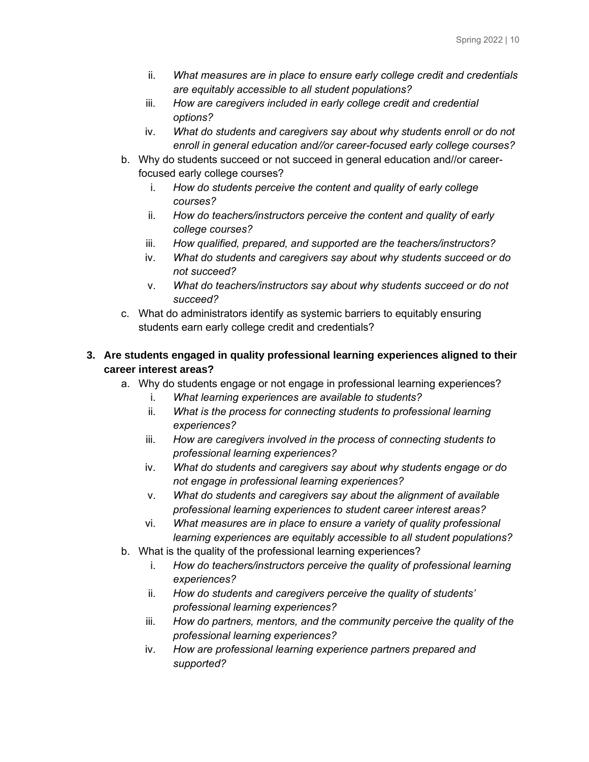ii. *What measures are in place to ensure early college credit and credentials are equitably accessible to all student populations?*
   iii. *How are caregivers included in early college credit and credential options?*
   iv. *What do students and caregivers say about why students enroll or do not enroll in general education and//or career-focused early college courses?*

b. Why do students succeed or not succeed in general education and//or career-focused early college courses?
   i. *How do students perceive the content and quality of early college courses?*
   ii. *How do teachers/instructors perceive the content and quality of early college courses?*
   iii. *How qualified, prepared, and supported are the teachers/instructors?*
   iv. *What do students and caregivers say about why students succeed or do not succeed?*
   v. *What do teachers/instructors say about why students succeed or do not succeed?*

c. What do administrators identify as systemic barriers to equitably ensuring students earn early college credit and credentials?

**3. Are students engaged in quality professional learning experiences aligned to their career interest areas?**

a. Why do students engage or not engage in professional learning experiences?
   i. *What learning experiences are available to students?*
   ii. *What is the process for connecting students to professional learning experiences?*
   iii. *How are caregivers involved in the process of connecting students to professional learning experiences?*
   iv. *What do students and caregivers say about why students engage or do not engage in professional learning experiences?*
   v. *What do students and caregivers say about the alignment of available professional learning experiences to student career interest areas?*
   vi. *What measures are in place to ensure a variety of quality professional learning experiences are equitably accessible to all student populations?*

b. What is the quality of the professional learning experiences?
   i. *How do teachers/instructors perceive the quality of professional learning experiences?*
   ii. *How do students and caregivers perceive the quality of students' professional learning experiences?*
   iii. *How do partners, mentors, and the community perceive the quality of the professional learning experiences?*
   iv. *How are professional learning experience partners prepared and supported?*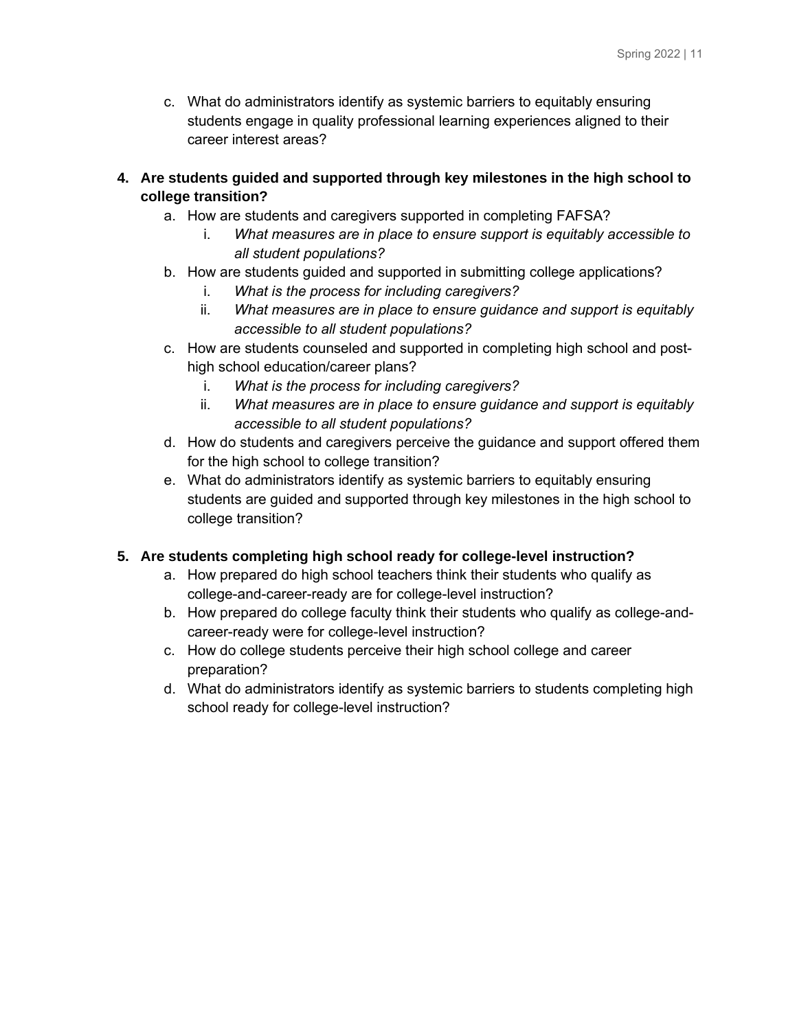c. What do administrators identify as systemic barriers to equitably ensuring students engage in quality professional learning experiences aligned to their career interest areas?

4. **Are students guided and supported through key milestones in the high school to college transition?**
   a. How are students and caregivers supported in completing FAFSA?
      i. *What measures are in place to ensure support is equitably accessible to all student populations?*
   b. How are students guided and supported in submitting college applications?
      i. *What is the process for including caregivers?*
      ii. *What measures are in place to ensure guidance and support is equitably accessible to all student populations?*
   c. How are students counseled and supported in completing high school and post-high school education/career plans?
      i. *What is the process for including caregivers?*
      ii. *What measures are in place to ensure guidance and support is equitably accessible to all student populations?*
   d. How do students and caregivers perceive the guidance and support offered them for the high school to college transition?
   e. What do administrators identify as systemic barriers to equitably ensuring students are guided and supported through key milestones in the high school to college transition?

5. **Are students completing high school ready for college-level instruction?**
   a. How prepared do high school teachers think their students who qualify as college-and-career-ready are for college-level instruction?
   b. How prepared do college faculty think their students who qualify as college-and-career-ready were for college-level instruction?
   c. How do college students perceive their high school college and career preparation?
   d. What do administrators identify as systemic barriers to students completing high school ready for college-level instruction?